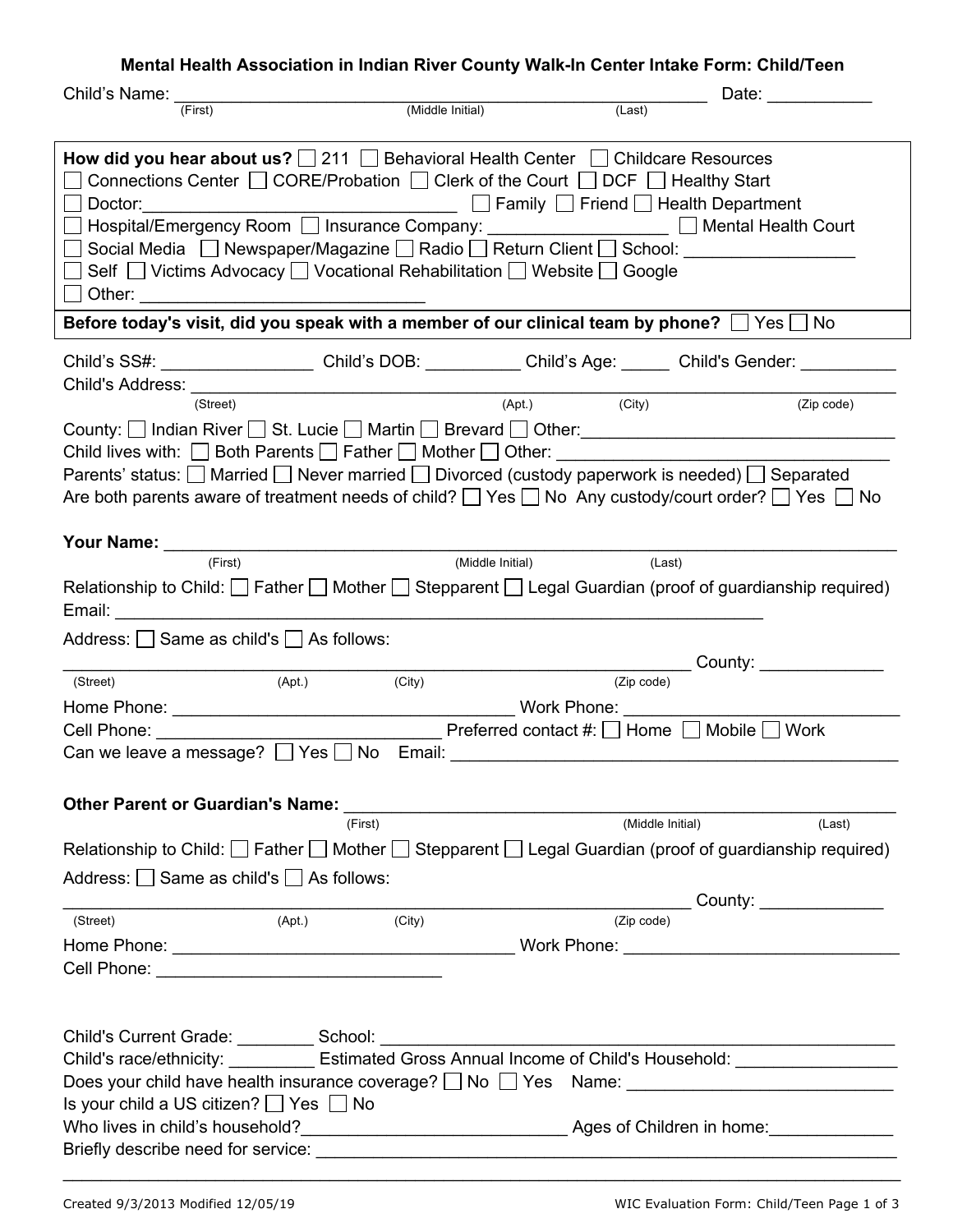# Mental Health Association in Indian River County Walk-In Center Intake Form: Child/Teen

Child's Name: ______________________________________________ Date: ___________
(First) (Middle Initial) (Last)

**How did you hear about us?** ☐ 211 ☐ Behavioral Health Center ☐ Childcare Resources
☐ Connections Center ☐ CORE/Probation ☐ Clerk of the Court ☐ DCF ☐ Healthy Start
☐ Doctor:_______________________________ ☐ Family ☐ Friend ☐ Health Department
☐ Hospital/Emergency Room ☐ Insurance Company: __________________ ☐ Mental Health Court
☐ Social Media ☐ Newspaper/Magazine ☐ Radio ☐ Return Client ☐ School: _________________
☐ Self ☐ Victims Advocacy ☐ Vocational Rehabilitation ☐ Website ☐ Google
☐ Other: ____________________________

**Before today's visit, did you speak with a member of our clinical team by phone?** ☐ Yes ☐ No

Child's SS#: ________________ Child's DOB: __________ Child's Age: _____ Child's Gender: __________

Child's Address: ______________________________________________________________________
(Street) (Apt.) (City) (Zip code)

County: ☐ Indian River ☐ St. Lucie ☐ Martin ☐ Brevard ☐ Other:________________________________

Child lives with: ☐ Both Parents ☐ Father ☐ Mother ☐ Other: _________________________________

Parents' status: ☐ Married ☐ Never married ☐ Divorced (custody paperwork is needed) ☐ Separated

Are both parents aware of treatment needs of child? ☐ Yes ☐ No Any custody/court order? ☐ Yes ☐ No

**Your Name:** _________________________________________________________________________
(First) (Middle Initial) (Last)

Relationship to Child: ☐ Father ☐ Mother ☐ Stepparent ☐ Legal Guardian (proof of guardianship required)

Email: ________________________________________________________________

Address: ☐ Same as child's ☐ As follows:

_________________________________________________________________ County: _____________
(Street) (Apt.) (City) (Zip code)

Home Phone: ___________________________________ Work Phone: ___________________________

Cell Phone: ______________________________ Preferred contact #: ☐ Home ☐ Mobile ☐ Work

Can we leave a message? ☐ Yes ☐ No Email: _____________________________________________

**Other Parent or Guardian's Name:** ______________________________________________________
(First) (Middle Initial) (Last)

Relationship to Child: ☐ Father ☐ Mother ☐ Stepparent ☐ Legal Guardian (proof of guardianship required)

Address: ☐ Same as child's ☐ As follows:

_________________________________________________________________ County: _____________
(Street) (Apt.) (City) (Zip code)

Home Phone: ___________________________________ Work Phone: ___________________________

Cell Phone: ______________________________

Child's Current Grade: ________ School: _____________________________________________________

Child's race/ethnicity: _________ Estimated Gross Annual Income of Child's Household: ________________

Does your child have health insurance coverage? ☐ No ☐ Yes Name: ___________________________

Is your child a US citizen? ☐ Yes ☐ No

Who lives in child's household?___________________________ Ages of Children in home:_____________

Briefly describe need for service: ______________________________________________________________

_____________________________________________________________________________________

Created 9/3/2013 Modified 12/05/19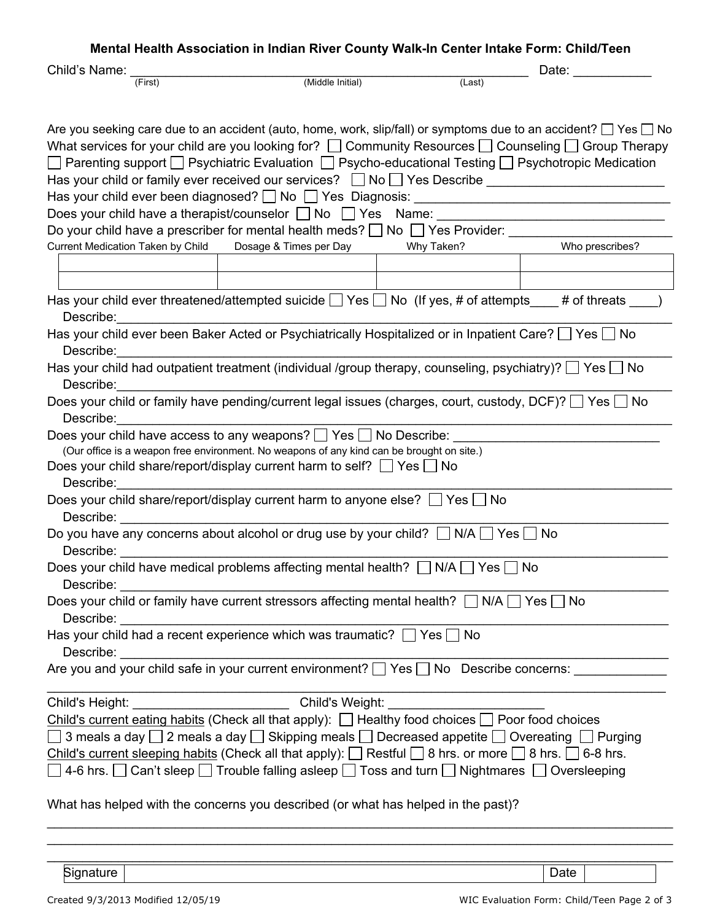# Mental Health Association in Indian River County Walk-In Center Intake Form: Child/Teen

Child's Name: ______________________________________________ Date: ___________
(First) (Middle Initial) (Last)

Are you seeking care due to an accident (auto, home, work, slip/fall) or symptoms due to an accident? ☐ Yes ☐ No

What services for your child are you looking for? ☐ Community Resources ☐ Counseling ☐ Group Therapy ☐ Parenting support ☐ Psychiatric Evaluation ☐ Psycho-educational Testing ☐ Psychotropic Medication

Has your child or family ever received our services? ☐ No ☐ Yes Describe ________________________

Has your child ever been diagnosed? ☐ No ☐ Yes Diagnosis: ___________________________________

Does your child have a therapist/counselor ☐ No ☐ Yes Name: ______________________________

Do your child have a prescriber for mental health meds? ☐ No ☐ Yes Provider: ______________________

| Current Medication Taken by Child | Dosage & Times per Day | Why Taken? | Who prescribes? |
|---|---|---|---|
| | | | |
| | | | |

Has your child ever threatened/attempted suicide ☐ Yes ☐ No (If yes, # of attempts____ # of threats ____)
Describe:___________________________________________________________________________

Has your child ever been Baker Acted or Psychiatrically Hospitalized or in Inpatient Care? ☐ Yes ☐ No
Describe:___________________________________________________________________________

Has your child had outpatient treatment (individual /group therapy, counseling, psychiatry)? ☐ Yes ☐ No
Describe:___________________________________________________________________________

Does your child or family have pending/current legal issues (charges, court, custody, DCF)? ☐ Yes ☐ No
Describe:___________________________________________________________________________

Does your child have access to any weapons? ☐ Yes ☐ No Describe: ___________________________
(Our office is a weapon free environment. No weapons of any kind can be brought on site.)

Does your child share/report/display current harm to self? ☐ Yes ☐ No
Describe:___________________________________________________________________________

Does your child share/report/display current harm to anyone else? ☐ Yes ☐ No
Describe: ___________________________________________________________________________

Do you have any concerns about alcohol or drug use by your child? ☐ N/A ☐ Yes ☐ No
Describe: ___________________________________________________________________________

Does your child have medical problems affecting mental health? ☐ N/A ☐ Yes ☐ No
Describe: ___________________________________________________________________________

Does your child or family have current stressors affecting mental health? ☐ N/A ☐ Yes ☐ No
Describe: ___________________________________________________________________________

Has your child had a recent experience which was traumatic? ☐ Yes ☐ No
Describe: ___________________________________________________________________________

Are you and your child safe in your current environment? ☐ Yes ☐ No Describe concerns: ____________
_____________________________________________________________________________________

Child's Height: _____________________ Child's Weight: _____________________

Child's current eating habits (Check all that apply): ☐ Healthy food choices ☐ Poor food choices
☐ 3 meals a day ☐ 2 meals a day ☐ Skipping meals ☐ Decreased appetite ☐ Overeating ☐ Purging

Child's current sleeping habits (Check all that apply): ☐ Restful ☐ 8 hrs. or more ☐ 8 hrs. ☐ 6-8 hrs.
☐ 4-6 hrs. ☐ Can't sleep ☐ Trouble falling asleep ☐ Toss and turn ☐ Nightmares ☐ Oversleeping

What has helped with the concerns you described (or what has helped in the past)?

_____________________________________________________________________________________
_____________________________________________________________________________________
_____________________________________________________________________________________

| Signature | | Date | |
|---|---|---|---|

Created 9/3/2013 Modified 12/05/19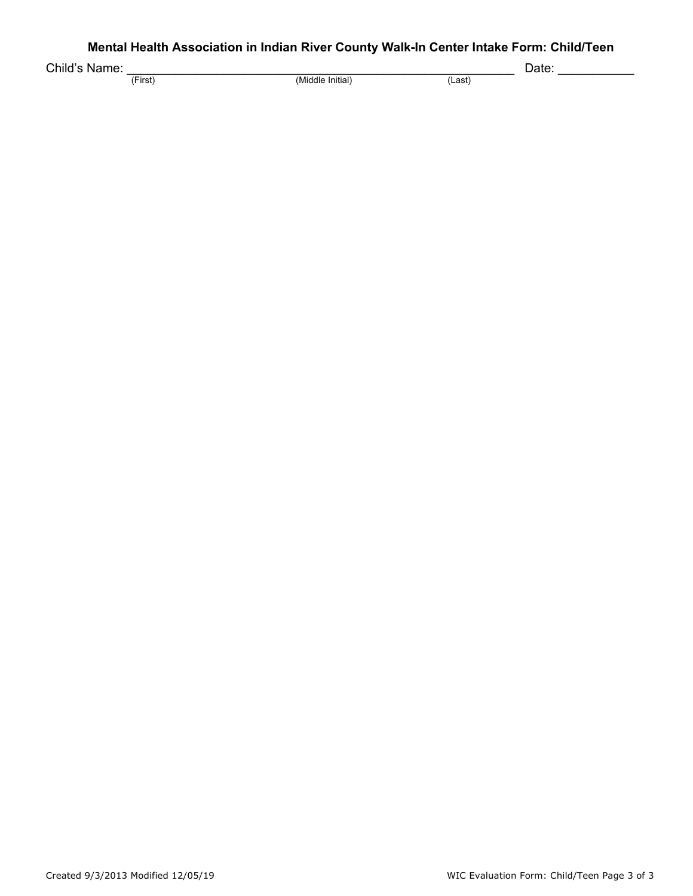**Mental Health Association in Indian River County Walk-In Center Intake Form: Child/Teen**

Child's Name: ______________________________________________________ Date: ___________

(First) (Middle Initial) (Last)

Created 9/3/2013 Modified 12/05/19

WIC Evaluation Form: Child/Teen